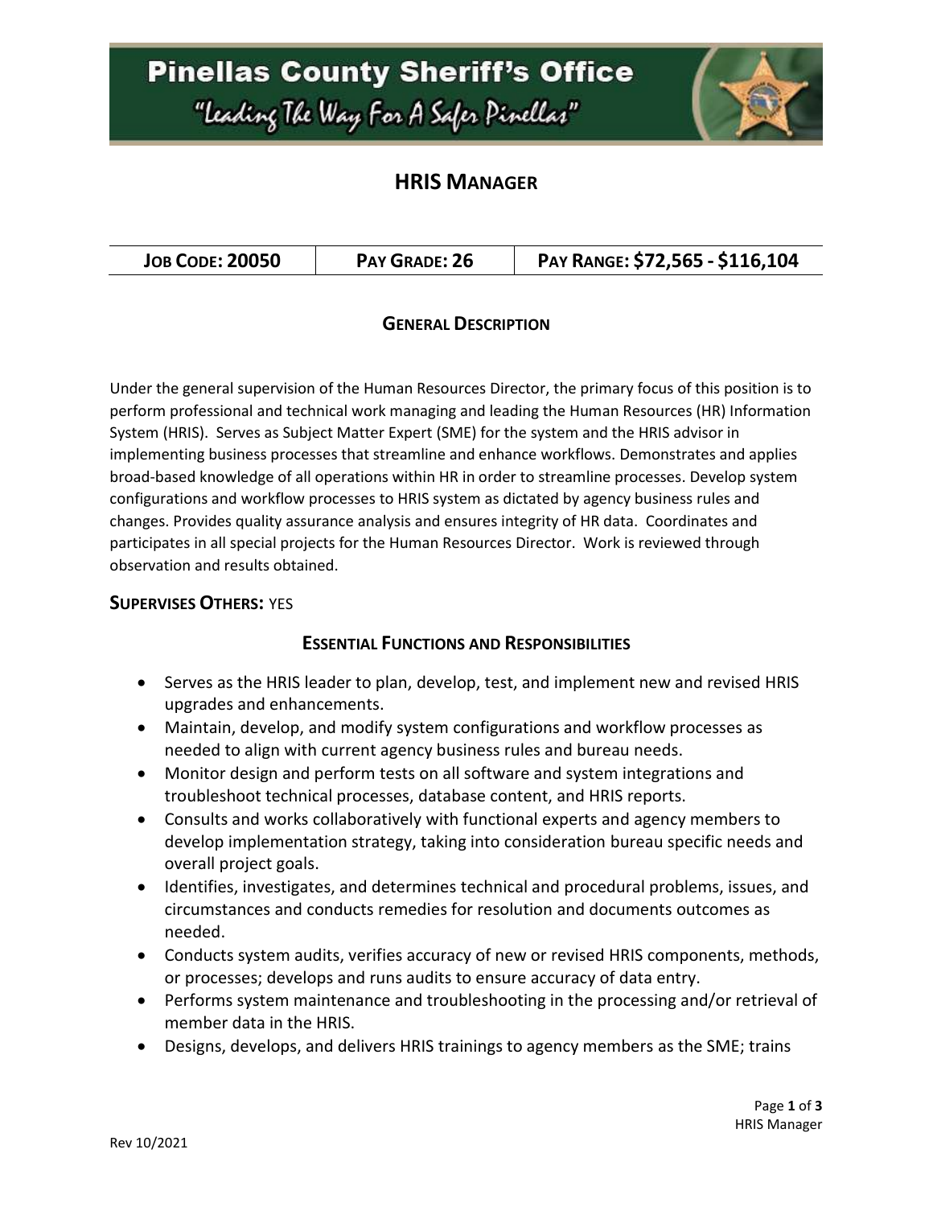# Pinellas County Sheriff's Office

"Leading The Way For A Safer Pinellas"

## HRIS MANAGER

| JOB CODE: 20050 | PAY GRADE: 26 | PAY RANGE: $72,565 - $116,104 |
| --- | --- | --- |

### GENERAL DESCRIPTION

Under the general supervision of the Human Resources Director, the primary focus of this position is to perform professional and technical work managing and leading the Human Resources (HR) Information System (HRIS). Serves as Subject Matter Expert (SME) for the system and the HRIS advisor in implementing business processes that streamline and enhance workflows. Demonstrates and applies broad-based knowledge of all operations within HR in order to streamline processes. Develop system configurations and workflow processes to HRIS system as dictated by agency business rules and changes. Provides quality assurance analysis and ensures integrity of HR data. Coordinates and participates in all special projects for the Human Resources Director. Work is reviewed through observation and results obtained.

**SUPERVISES OTHERS:** YES

### ESSENTIAL FUNCTIONS AND RESPONSIBILITIES

- Serves as the HRIS leader to plan, develop, test, and implement new and revised HRIS upgrades and enhancements.
- Maintain, develop, and modify system configurations and workflow processes as needed to align with current agency business rules and bureau needs.
- Monitor design and perform tests on all software and system integrations and troubleshoot technical processes, database content, and HRIS reports.
- Consults and works collaboratively with functional experts and agency members to develop implementation strategy, taking into consideration bureau specific needs and overall project goals.
- Identifies, investigates, and determines technical and procedural problems, issues, and circumstances and conducts remedies for resolution and documents outcomes as needed.
- Conducts system audits, verifies accuracy of new or revised HRIS components, methods, or processes; develops and runs audits to ensure accuracy of data entry.
- Performs system maintenance and troubleshooting in the processing and/or retrieval of member data in the HRIS.
- Designs, develops, and delivers HRIS trainings to agency members as the SME; trains

Rev 10/2021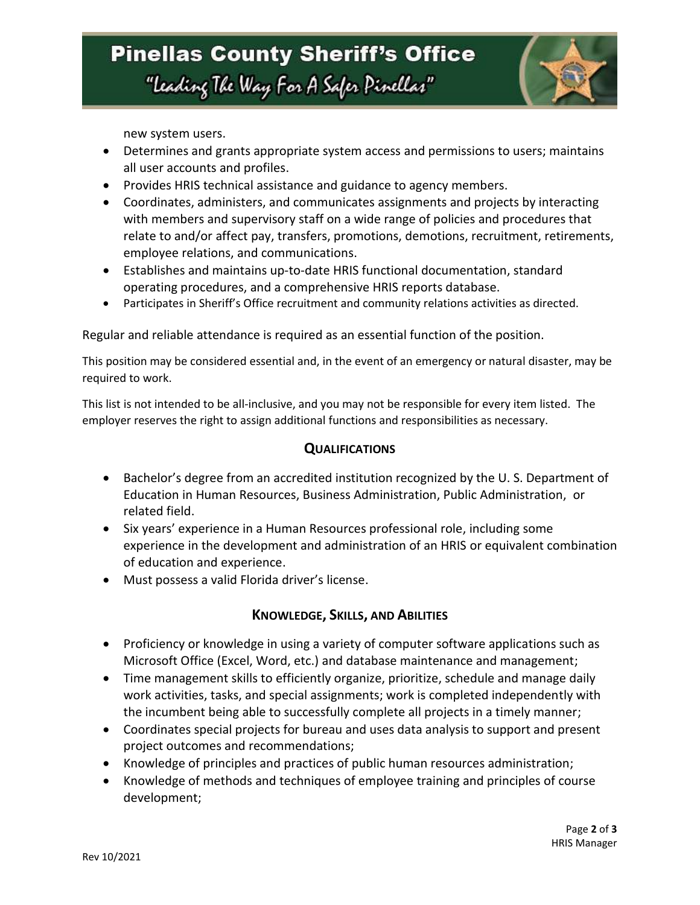new system users.

- Determines and grants appropriate system access and permissions to users; maintains all user accounts and profiles.
- Provides HRIS technical assistance and guidance to agency members.
- Coordinates, administers, and communicates assignments and projects by interacting with members and supervisory staff on a wide range of policies and procedures that relate to and/or affect pay, transfers, promotions, demotions, recruitment, retirements, employee relations, and communications.
- Establishes and maintains up-to-date HRIS functional documentation, standard operating procedures, and a comprehensive HRIS reports database.
- Participates in Sheriff's Office recruitment and community relations activities as directed.

Regular and reliable attendance is required as an essential function of the position.

This position may be considered essential and, in the event of an emergency or natural disaster, may be required to work.

This list is not intended to be all-inclusive, and you may not be responsible for every item listed. The employer reserves the right to assign additional functions and responsibilities as necessary.

## QUALIFICATIONS

- Bachelor's degree from an accredited institution recognized by the U. S. Department of Education in Human Resources, Business Administration, Public Administration, or related field.
- Six years' experience in a Human Resources professional role, including some experience in the development and administration of an HRIS or equivalent combination of education and experience.
- Must possess a valid Florida driver's license.

## KNOWLEDGE, SKILLS, AND ABILITIES

- Proficiency or knowledge in using a variety of computer software applications such as Microsoft Office (Excel, Word, etc.) and database maintenance and management;
- Time management skills to efficiently organize, prioritize, schedule and manage daily work activities, tasks, and special assignments; work is completed independently with the incumbent being able to successfully complete all projects in a timely manner;
- Coordinates special projects for bureau and uses data analysis to support and present project outcomes and recommendations;
- Knowledge of principles and practices of public human resources administration;
- Knowledge of methods and techniques of employee training and principles of course development;

Rev 10/2021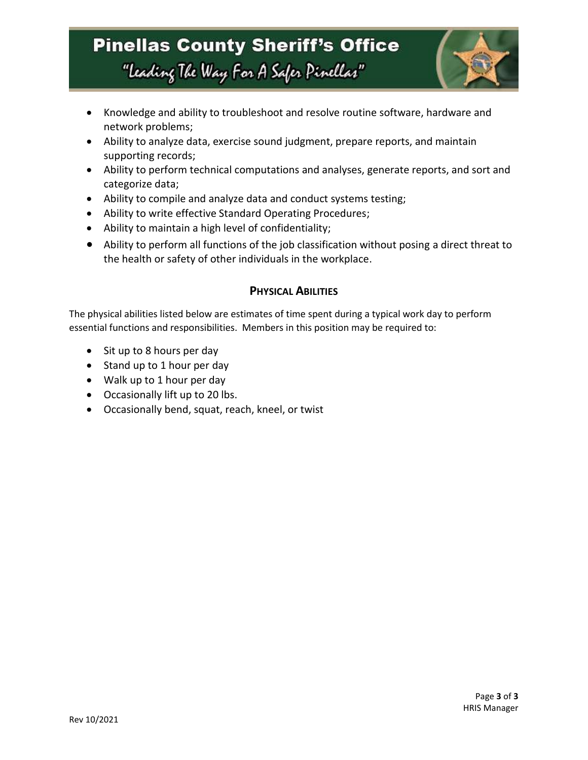- Knowledge and ability to troubleshoot and resolve routine software, hardware and network problems;
- Ability to analyze data, exercise sound judgment, prepare reports, and maintain supporting records;
- Ability to perform technical computations and analyses, generate reports, and sort and categorize data;
- Ability to compile and analyze data and conduct systems testing;
- Ability to write effective Standard Operating Procedures;
- Ability to maintain a high level of confidentiality;
- Ability to perform all functions of the job classification without posing a direct threat to the health or safety of other individuals in the workplace.

## PHYSICAL ABILITIES

The physical abilities listed below are estimates of time spent during a typical work day to perform essential functions and responsibilities. Members in this position may be required to:

- Sit up to 8 hours per day
- Stand up to 1 hour per day
- Walk up to 1 hour per day
- Occasionally lift up to 20 lbs.
- Occasionally bend, squat, reach, kneel, or twist

HRIS Manager

Rev 10/2021